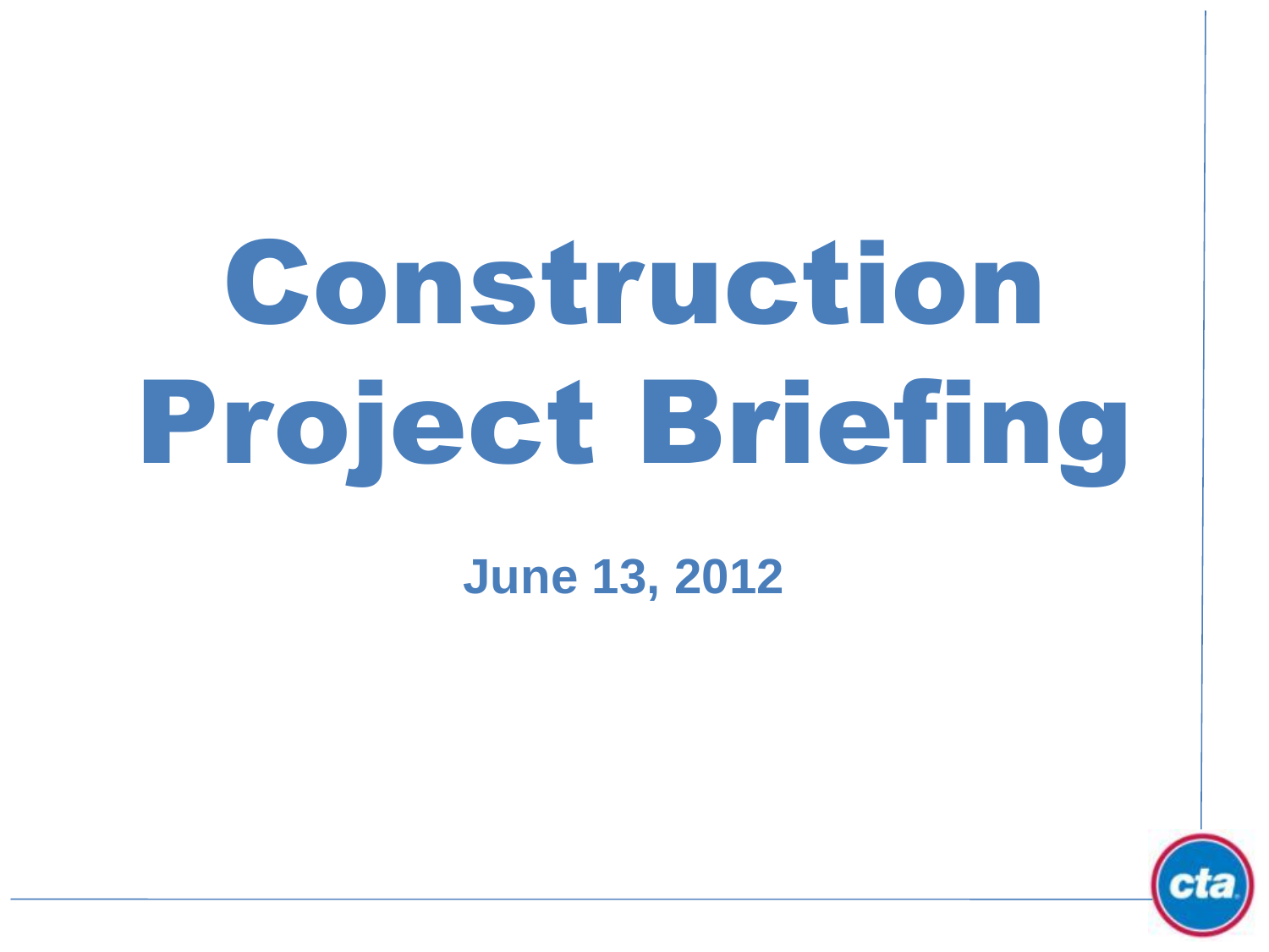# Construction Project Briefing

**June 13, 2012**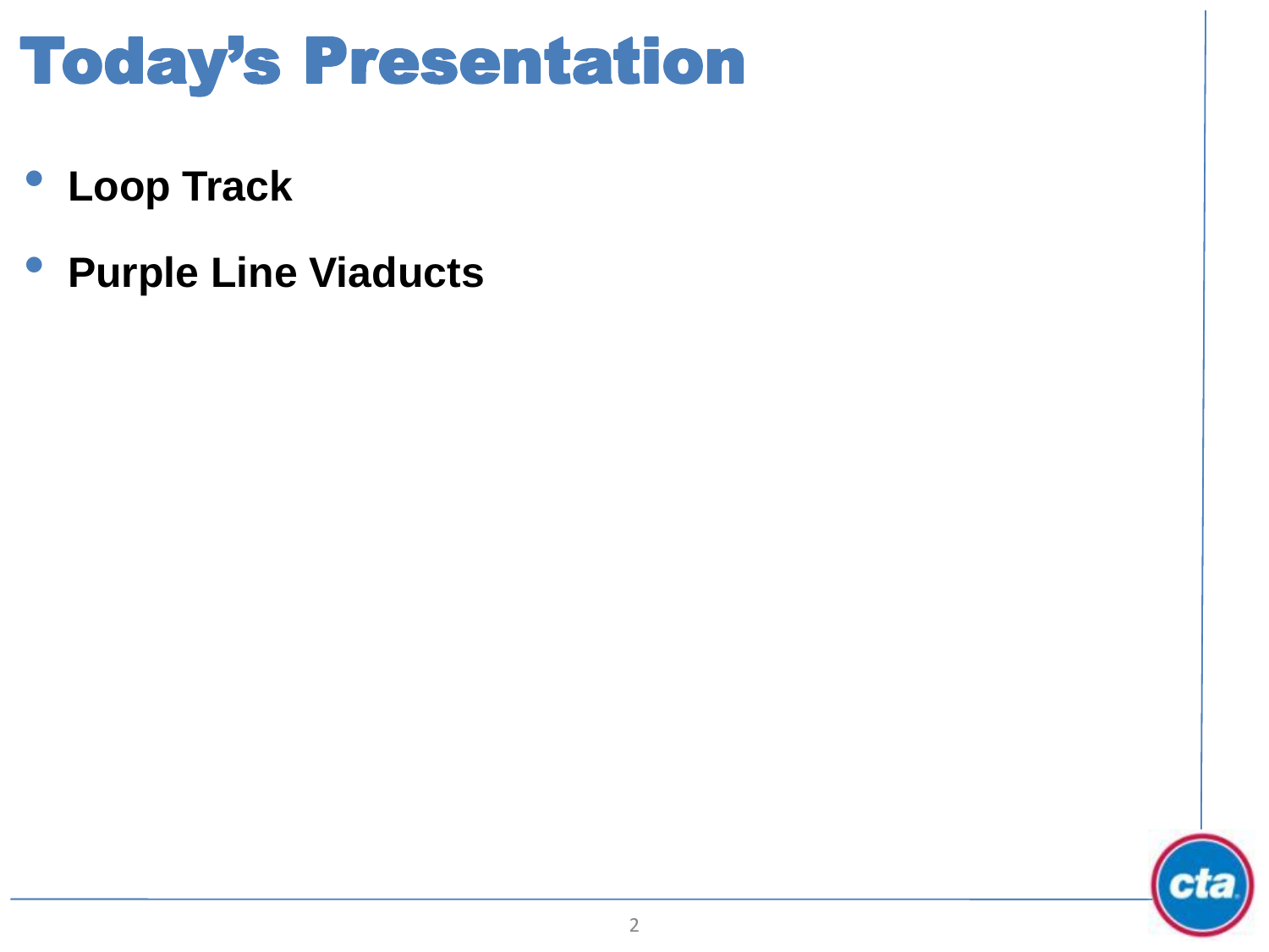# Today's Presentation

- **Loop Track**
- **Purple Line Viaducts**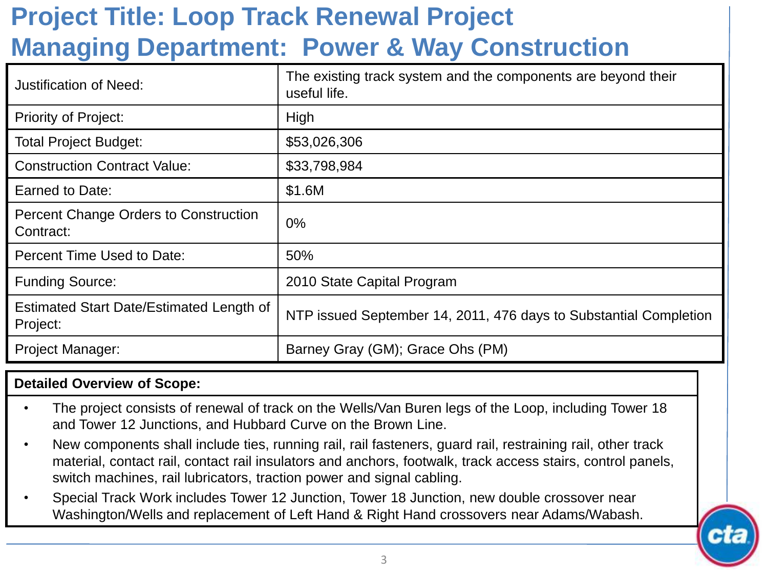# Project Title: Loop Track Renewal Project
# Managing Department: Power & Way Construction

| | |
|---|---|
| Justification of Need: | The existing track system and the components are beyond their useful life. |
| Priority of Project: | High |
| Total Project Budget: | $53,026,306 |
| Construction Contract Value: | $33,798,984 |
| Earned to Date: | $1.6M |
| Percent Change Orders to Construction Contract: | 0% |
| Percent Time Used to Date: | 50% |
| Funding Source: | 2010 State Capital Program |
| Estimated Start Date/Estimated Length of Project: | NTP issued September 14, 2011, 476 days to Substantial Completion |
| Project Manager: | Barney Gray (GM); Grace Ohs (PM) |

**Detailed Overview of Scope:**

- The project consists of renewal of track on the Wells/Van Buren legs of the Loop, including Tower 18 and Tower 12 Junctions, and Hubbard Curve on the Brown Line.
- New components shall include ties, running rail, rail fasteners, guard rail, restraining rail, other track material, contact rail, contact rail insulators and anchors, footwalk, track access stairs, control panels, switch machines, rail lubricators, traction power and signal cabling.
- Special Track Work includes Tower 12 Junction, Tower 18 Junction, new double crossover near Washington/Wells and replacement of Left Hand & Right Hand crossovers near Adams/Wabash.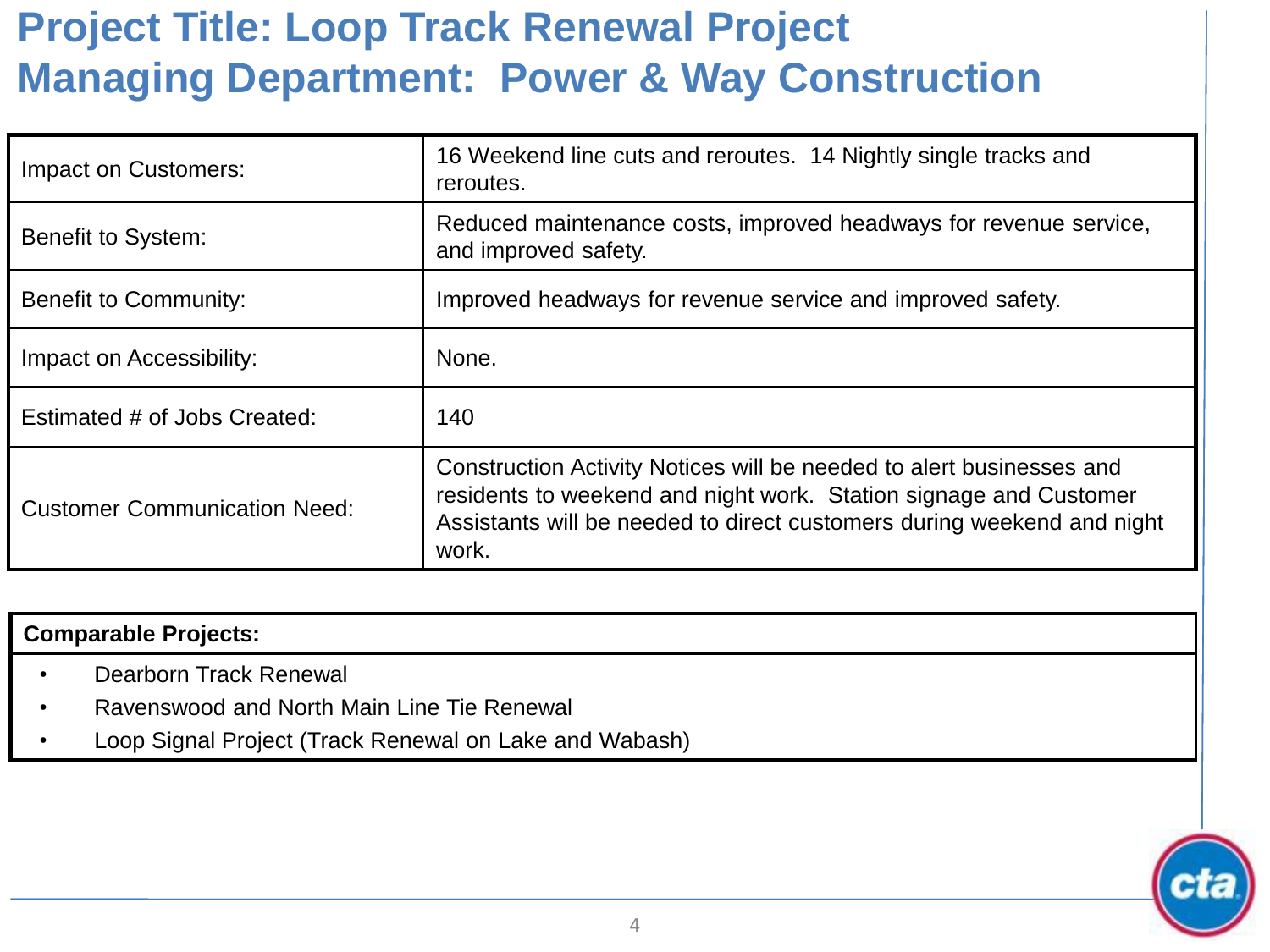# Project Title: Loop Track Renewal Project
# Managing Department: Power & Way Construction

| | |
|---|---|
| Impact on Customers: | 16 Weekend line cuts and reroutes. 14 Nightly single tracks and reroutes. |
| Benefit to System: | Reduced maintenance costs, improved headways for revenue service, and improved safety. |
| Benefit to Community: | Improved headways for revenue service and improved safety. |
| Impact on Accessibility: | None. |
| Estimated # of Jobs Created: | 140 |
| Customer Communication Need: | Construction Activity Notices will be needed to alert businesses and residents to weekend and night work. Station signage and Customer Assistants will be needed to direct customers during weekend and night work. |

**Comparable Projects:**

- Dearborn Track Renewal
- Ravenswood and North Main Line Tie Renewal
- Loop Signal Project (Track Renewal on Lake and Wabash)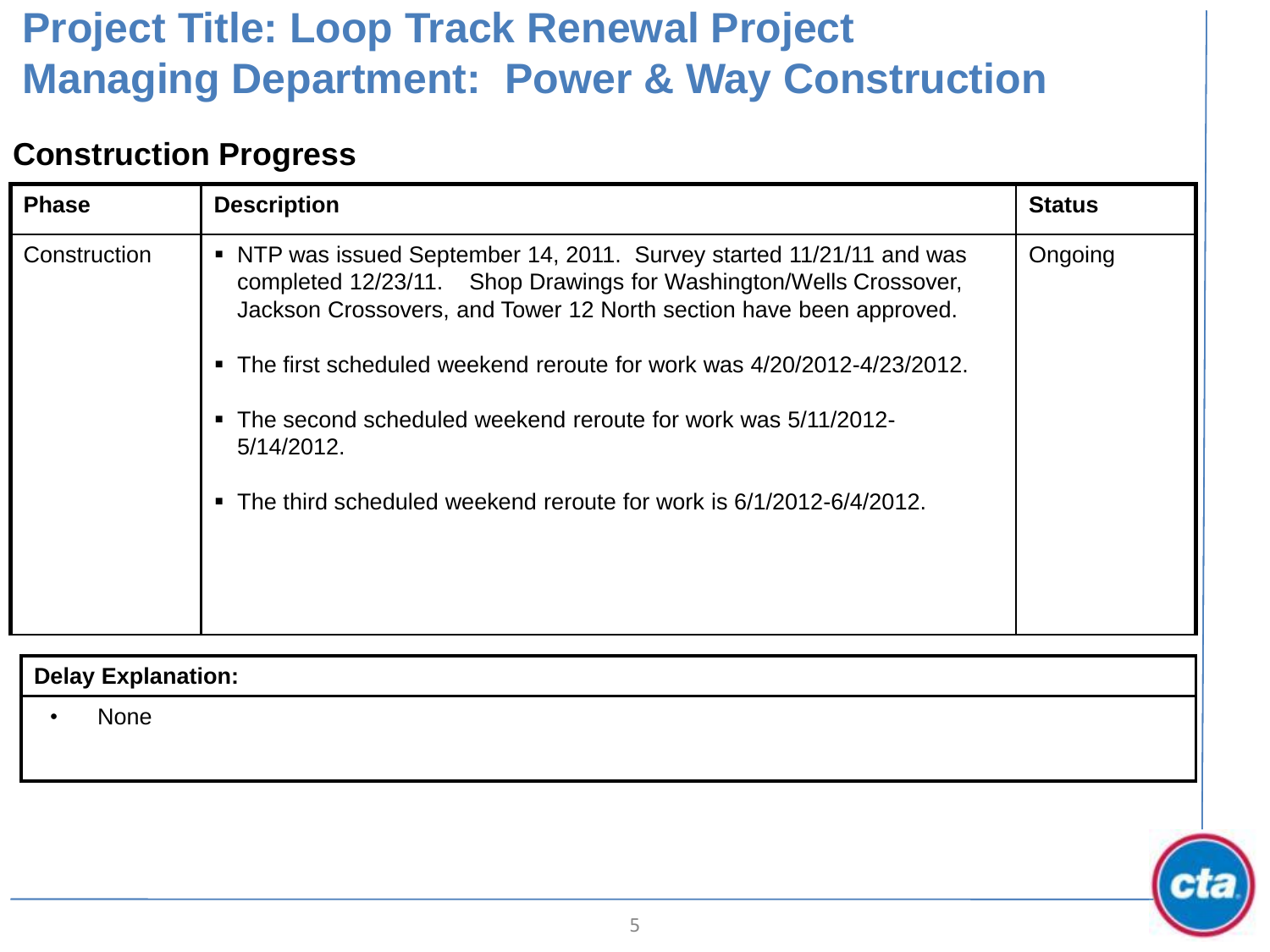# Project Title: Loop Track Renewal Project
# Managing Department: Power & Way Construction

## Construction Progress

| Phase | Description | Status |
| --- | --- | --- |
| Construction | ▪ NTP was issued September 14, 2011. Survey started 11/21/11 and was completed 12/23/11. Shop Drawings for Washington/Wells Crossover, Jackson Crossovers, and Tower 12 North section have been approved.<br><br>▪ The first scheduled weekend reroute for work was 4/20/2012-4/23/2012.<br><br>▪ The second scheduled weekend reroute for work was 5/11/2012-5/14/2012.<br><br>▪ The third scheduled weekend reroute for work is 6/1/2012-6/4/2012. | Ongoing |

| Delay Explanation: |
| --- |
| • None |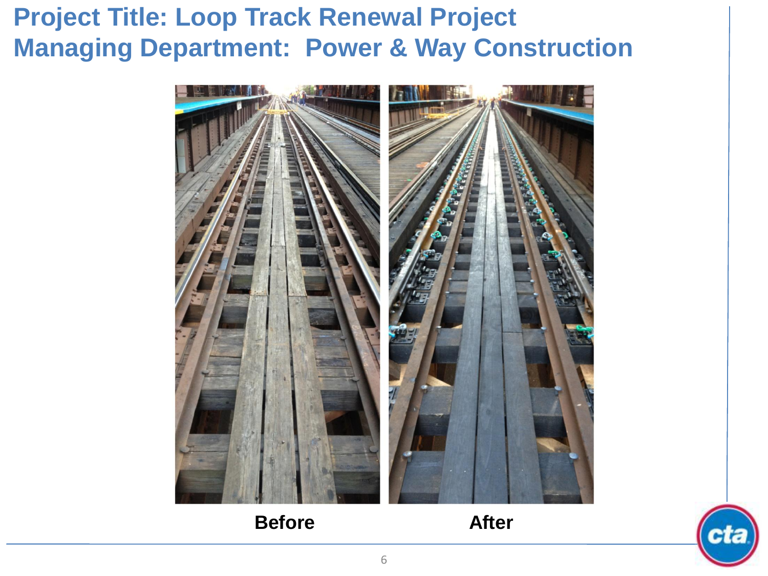# Project Title: Loop Track Renewal Project
# Managing Department: Power & Way Construction

**Before** **After**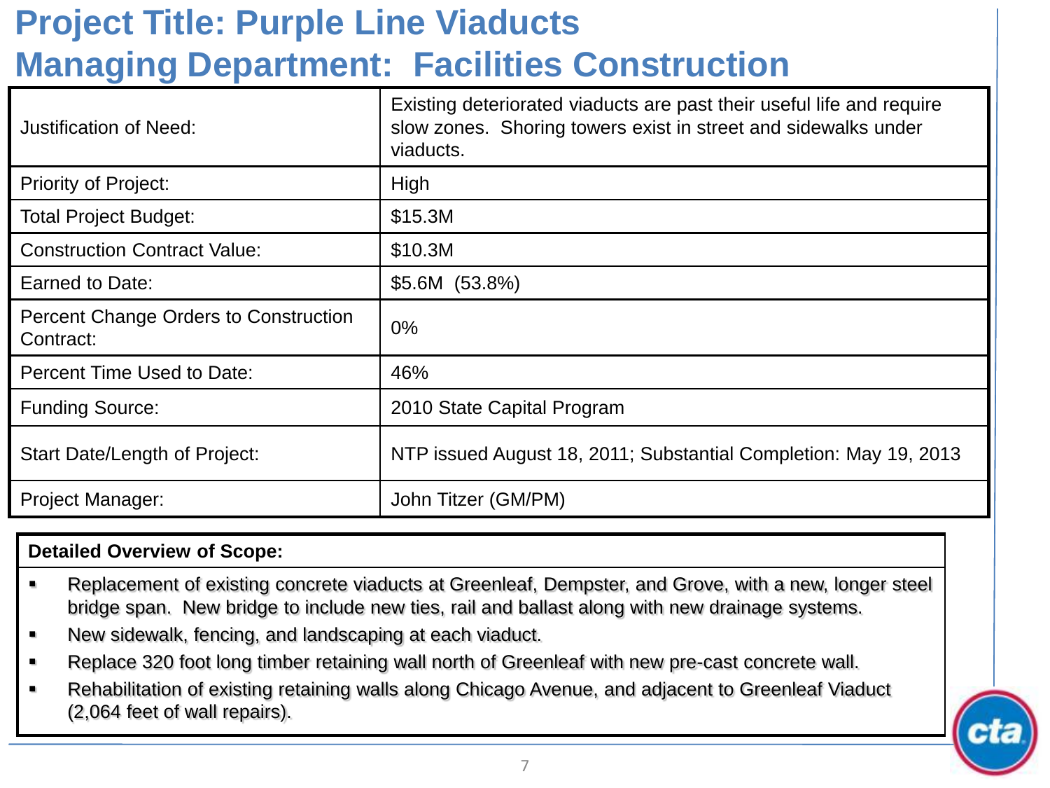# Project Title: Purple Line Viaducts
# Managing Department: Facilities Construction

| | |
|---|---|
| Justification of Need: | Existing deteriorated viaducts are past their useful life and require slow zones. Shoring towers exist in street and sidewalks under viaducts. |
| Priority of Project: | High |
| Total Project Budget: | $15.3M |
| Construction Contract Value: | $10.3M |
| Earned to Date: | $5.6M (53.8%) |
| Percent Change Orders to Construction Contract: | 0% |
| Percent Time Used to Date: | 46% |
| Funding Source: | 2010 State Capital Program |
| Start Date/Length of Project: | NTP issued August 18, 2011; Substantial Completion: May 19, 2013 |
| Project Manager: | John Titzer (GM/PM) |

**Detailed Overview of Scope:**

- Replacement of existing concrete viaducts at Greenleaf, Dempster, and Grove, with a new, longer steel bridge span. New bridge to include new ties, rail and ballast along with new drainage systems.
- New sidewalk, fencing, and landscaping at each viaduct.
- Replace 320 foot long timber retaining wall north of Greenleaf with new pre-cast concrete wall.
- Rehabilitation of existing retaining walls along Chicago Avenue, and adjacent to Greenleaf Viaduct (2,064 feet of wall repairs).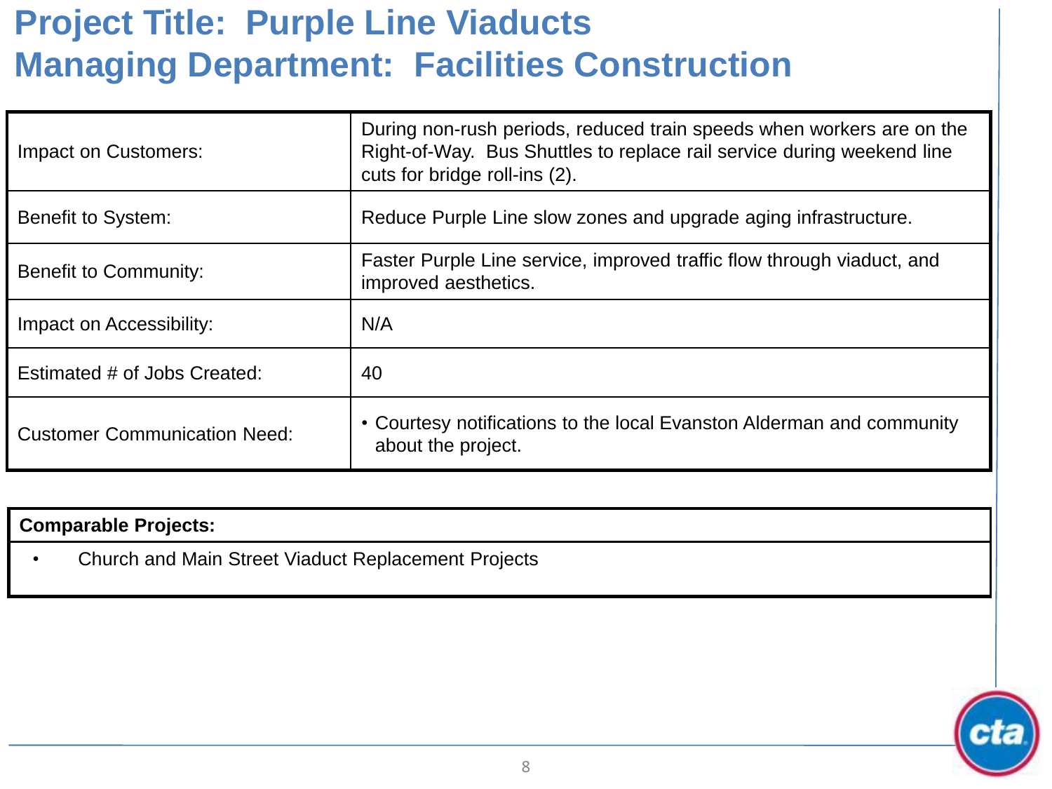# Project Title: Purple Line Viaducts
# Managing Department: Facilities Construction

| | |
|---|---|
| Impact on Customers: | During non-rush periods, reduced train speeds when workers are on the Right-of-Way. Bus Shuttles to replace rail service during weekend line cuts for bridge roll-ins (2). |
| Benefit to System: | Reduce Purple Line slow zones and upgrade aging infrastructure. |
| Benefit to Community: | Faster Purple Line service, improved traffic flow through viaduct, and improved aesthetics. |
| Impact on Accessibility: | N/A |
| Estimated # of Jobs Created: | 40 |
| Customer Communication Need: | • Courtesy notifications to the local Evanston Alderman and community about the project. |

| **Comparable Projects:** |
|---|
| • Church and Main Street Viaduct Replacement Projects |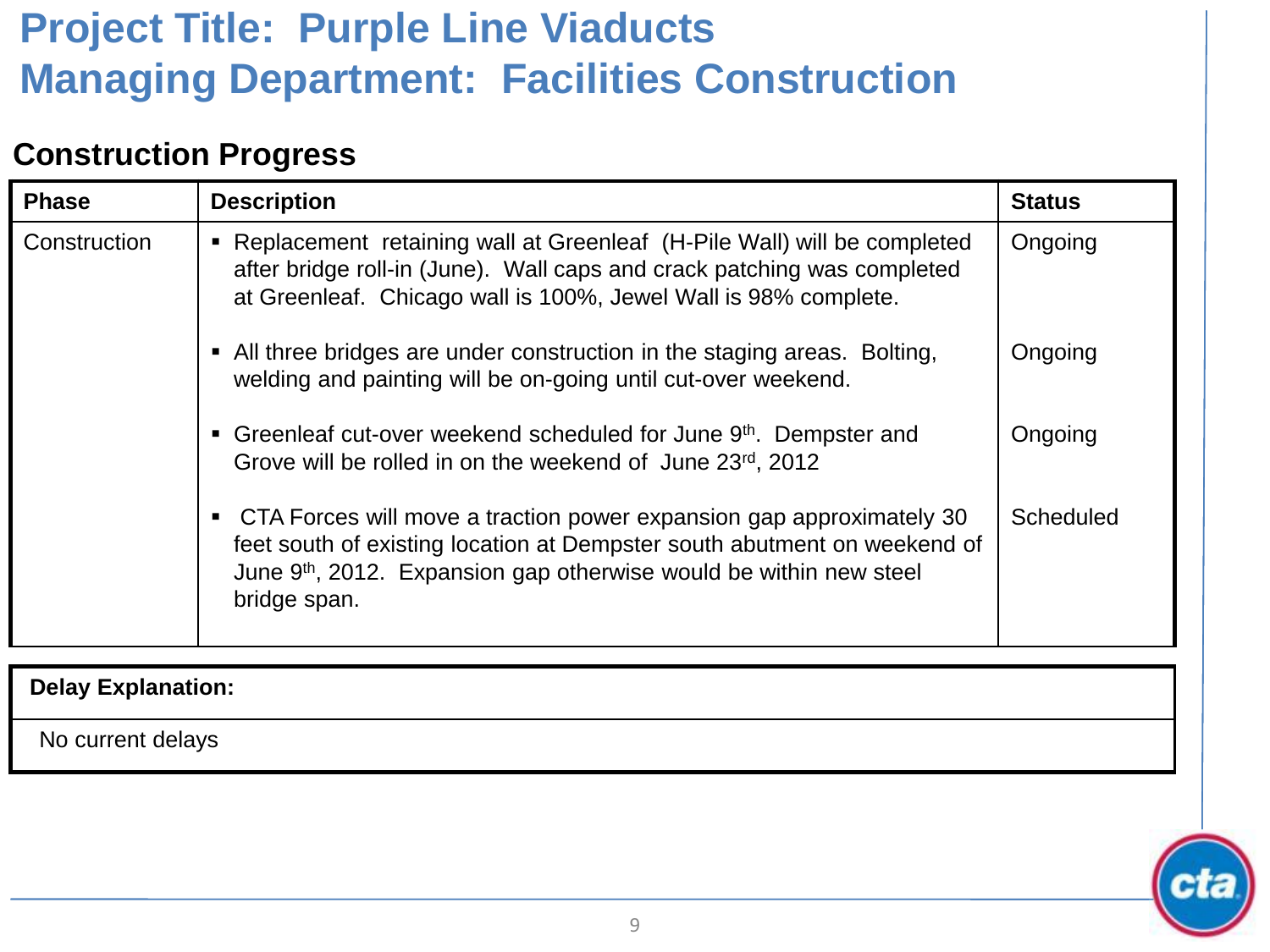# Project Title: Purple Line Viaducts
# Managing Department: Facilities Construction

## Construction Progress

| Phase | Description | Status |
| --- | --- | --- |
| Construction | ▪ Replacement retaining wall at Greenleaf (H-Pile Wall) will be completed after bridge roll-in (June). Wall caps and crack patching was completed at Greenleaf. Chicago wall is 100%, Jewel Wall is 98% complete. | Ongoing |
| | ▪ All three bridges are under construction in the staging areas. Bolting, welding and painting will be on-going until cut-over weekend. | Ongoing |
| | ▪ Greenleaf cut-over weekend scheduled for June 9th. Dempster and Grove will be rolled in on the weekend of June 23rd, 2012 | Ongoing |
| | ▪ CTA Forces will move a traction power expansion gap approximately 30 feet south of existing location at Dempster south abutment on weekend of June 9th, 2012. Expansion gap otherwise would be within new steel bridge span. | Scheduled |

| Delay Explanation: |
| --- |
| No current delays |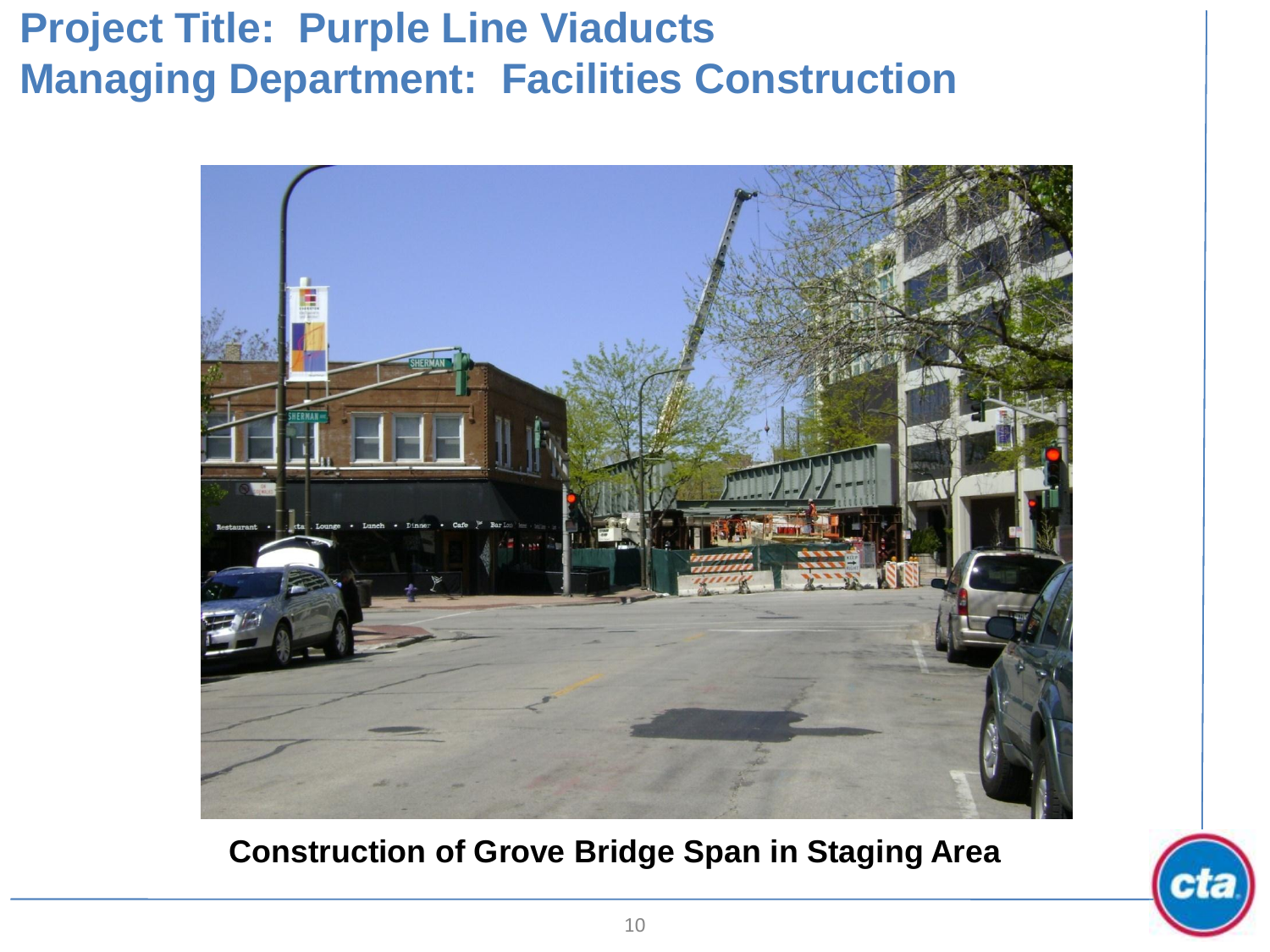# Project Title: Purple Line Viaducts
# Managing Department: Facilities Construction

Construction of Grove Bridge Span in Staging Area